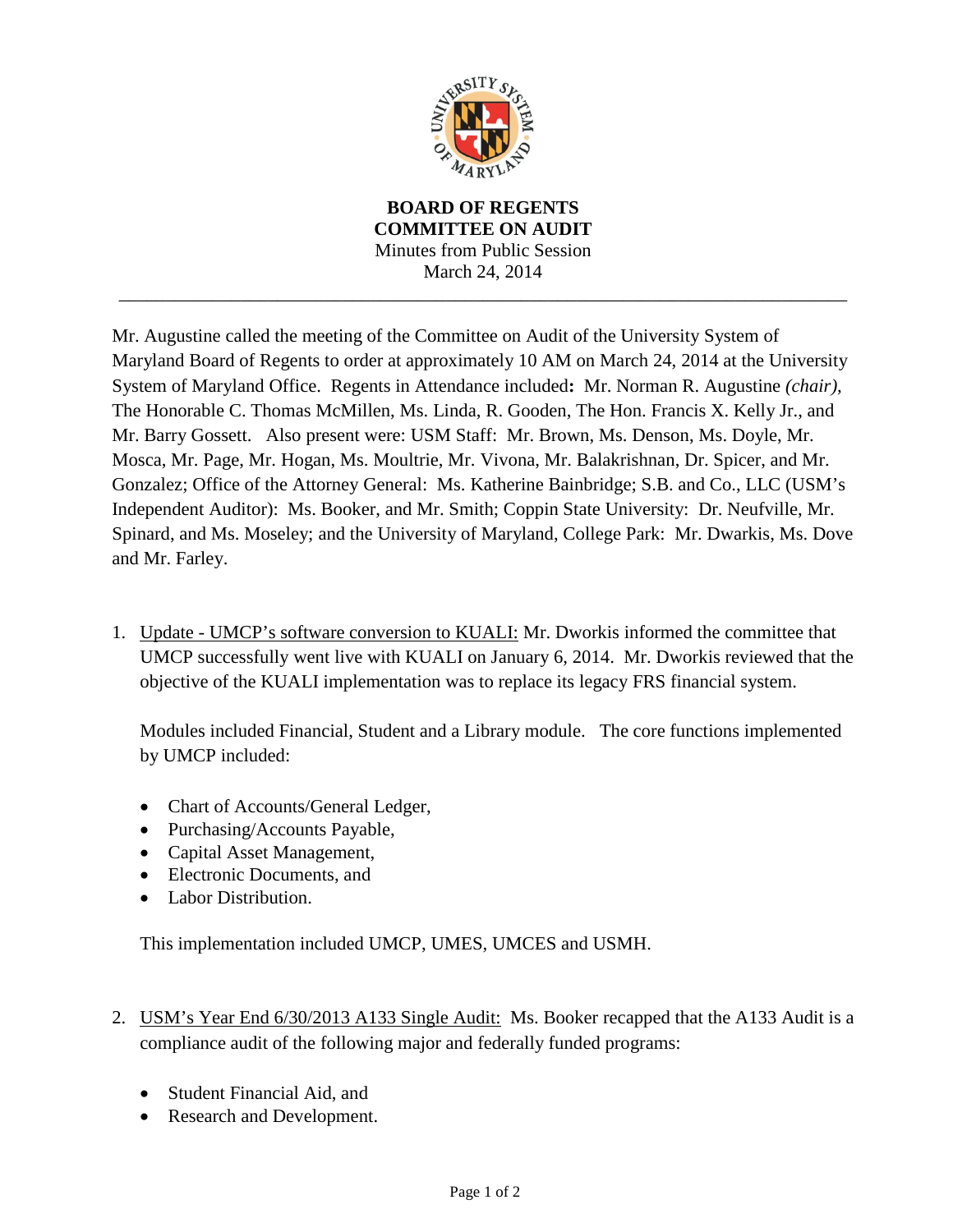**BOARD OF REGENTS**
**COMMITTEE ON AUDIT**
Minutes from Public Session
March 24, 2014

---

Mr. Augustine called the meeting of the Committee on Audit of the University System of Maryland Board of Regents to order at approximately 10 AM on March 24, 2014 at the University System of Maryland Office. Regents in Attendance included**:** Mr. Norman R. Augustine *(chair)*, The Honorable C. Thomas McMillen, Ms. Linda, R. Gooden, The Hon. Francis X. Kelly Jr., and Mr. Barry Gossett. Also present were: USM Staff: Mr. Brown, Ms. Denson, Ms. Doyle, Mr. Mosca, Mr. Page, Mr. Hogan, Ms. Moultrie, Mr. Vivona, Mr. Balakrishnan, Dr. Spicer, and Mr. Gonzalez; Office of the Attorney General: Ms. Katherine Bainbridge; S.B. and Co., LLC (USM's Independent Auditor): Ms. Booker, and Mr. Smith; Coppin State University: Dr. Neufville, Mr. Spinard, and Ms. Moseley; and the University of Maryland, College Park: Mr. Dwarkis, Ms. Dove and Mr. Farley.

1. <u>Update - UMCP's software conversion to KUALI:</u> Mr. Dworkis informed the committee that UMCP successfully went live with KUALI on January 6, 2014. Mr. Dworkis reviewed that the objective of the KUALI implementation was to replace its legacy FRS financial system.

   Modules included Financial, Student and a Library module. The core functions implemented by UMCP included:

   - Chart of Accounts/General Ledger,
   - Purchasing/Accounts Payable,
   - Capital Asset Management,
   - Electronic Documents, and
   - Labor Distribution.

   This implementation included UMCP, UMES, UMCES and USMH.

2. <u>USM's Year End 6/30/2013 A133 Single Audit:</u> Ms. Booker recapped that the A133 Audit is a compliance audit of the following major and federally funded programs:

   - Student Financial Aid, and
   - Research and Development.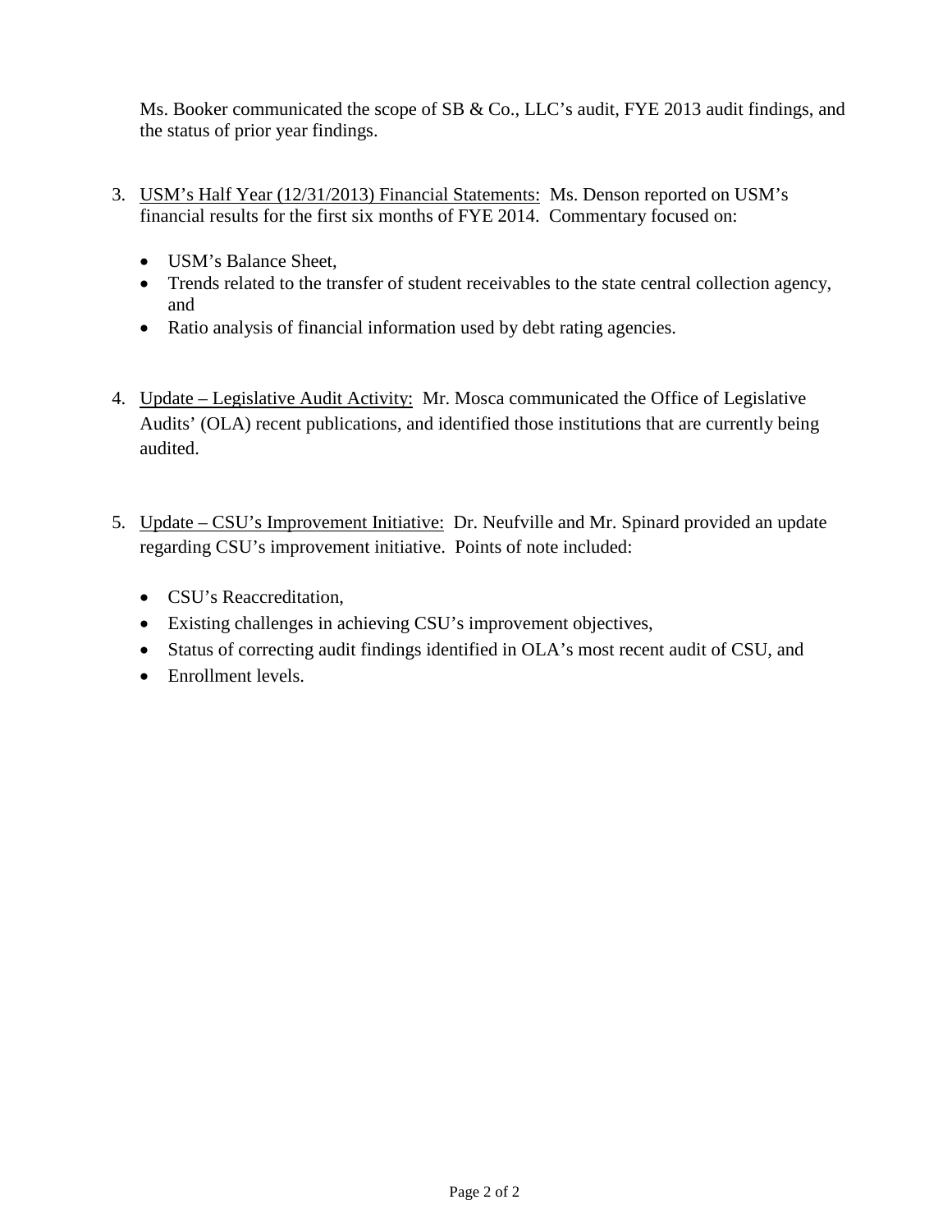Ms. Booker communicated the scope of SB & Co., LLC's audit, FYE 2013 audit findings, and the status of prior year findings.

3. USM's Half Year (12/31/2013) Financial Statements: Ms. Denson reported on USM's financial results for the first six months of FYE 2014. Commentary focused on:

   - USM's Balance Sheet,
   - Trends related to the transfer of student receivables to the state central collection agency, and
   - Ratio analysis of financial information used by debt rating agencies.

4. Update – Legislative Audit Activity: Mr. Mosca communicated the Office of Legislative Audits' (OLA) recent publications, and identified those institutions that are currently being audited.

5. Update – CSU's Improvement Initiative: Dr. Neufville and Mr. Spinard provided an update regarding CSU's improvement initiative. Points of note included:

   - CSU's Reaccreditation,
   - Existing challenges in achieving CSU's improvement objectives,
   - Status of correcting audit findings identified in OLA's most recent audit of CSU, and
   - Enrollment levels.